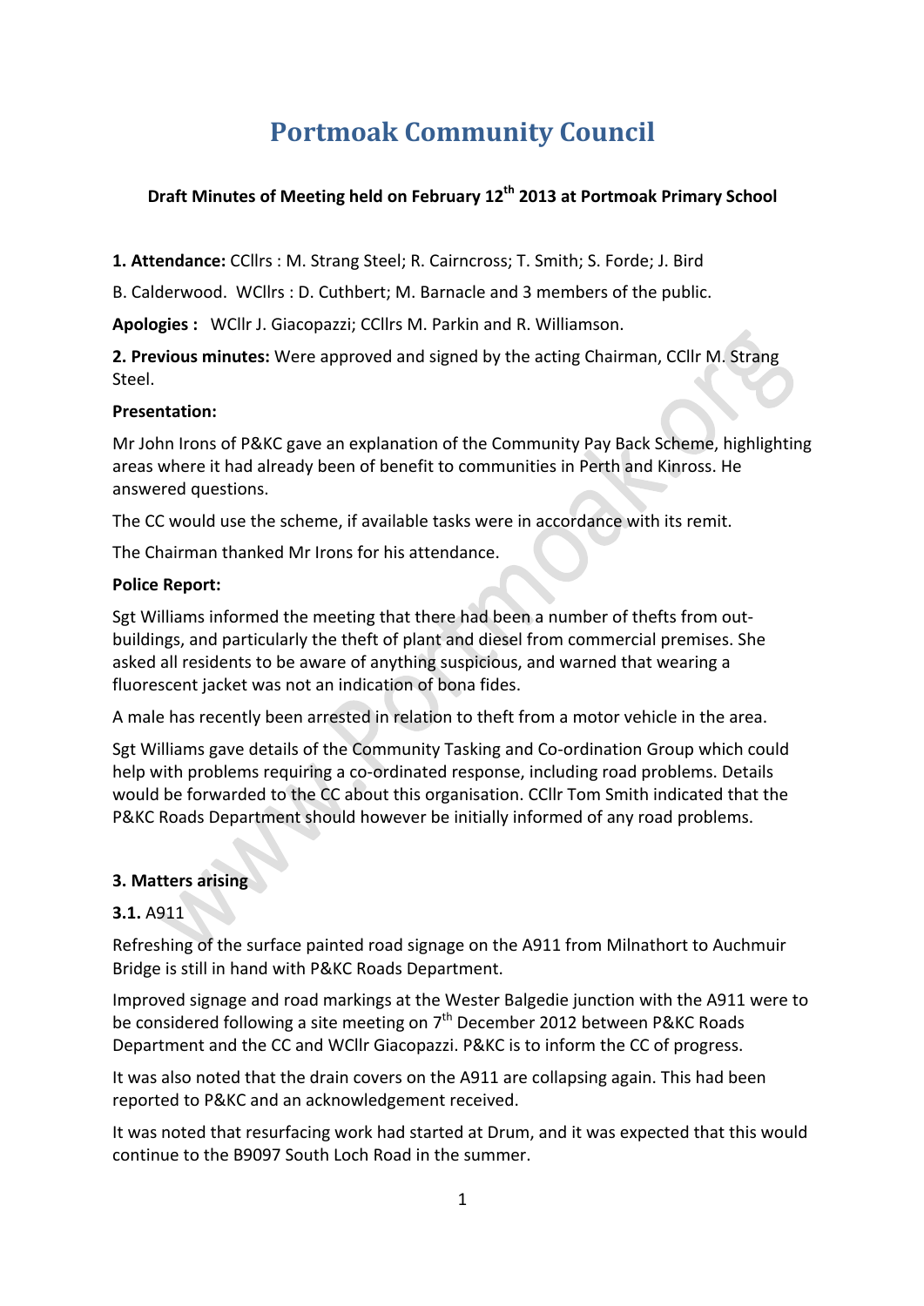# Portmoak Community Council

**Draft Minutes of Meeting held on February 12th 2013 at Portmoak Primary School**

**1. Attendance:** CCllrs : M. Strang Steel; R. Cairncross; T. Smith; S. Forde; J. Bird B. Calderwood. WCllrs : D. Cuthbert; M. Barnacle and 3 members of the public.

**Apologies :** WCllr J. Giacopazzi; CCllrs M. Parkin and R. Williamson.

**2. Previous minutes:** Were approved and signed by the acting Chairman, CCllr M. Strang Steel.

**Presentation:**

Mr John Irons of P&KC gave an explanation of the Community Pay Back Scheme, highlighting areas where it had already been of benefit to communities in Perth and Kinross. He answered questions.

The CC would use the scheme, if available tasks were in accordance with its remit.

The Chairman thanked Mr Irons for his attendance.

**Police Report:**

Sgt Williams informed the meeting that there had been a number of thefts from out-buildings, and particularly the theft of plant and diesel from commercial premises. She asked all residents to be aware of anything suspicious, and warned that wearing a fluorescent jacket was not an indication of bona fides.

A male has recently been arrested in relation to theft from a motor vehicle in the area.

Sgt Williams gave details of the Community Tasking and Co-ordination Group which could help with problems requiring a co-ordinated response, including road problems. Details would be forwarded to the CC about this organisation. CCllr Tom Smith indicated that the P&KC Roads Department should however be initially informed of any road problems.

**3. Matters arising**

**3.1.** A911

Refreshing of the surface painted road signage on the A911 from Milnathort to Auchmuir Bridge is still in hand with P&KC Roads Department.

Improved signage and road markings at the Wester Balgedie junction with the A911 were to be considered following a site meeting on 7th December 2012 between P&KC Roads Department and the CC and WCllr Giacopazzi. P&KC is to inform the CC of progress.

It was also noted that the drain covers on the A911 are collapsing again. This had been reported to P&KC and an acknowledgement received.

It was noted that resurfacing work had started at Drum, and it was expected that this would continue to the B9097 South Loch Road in the summer.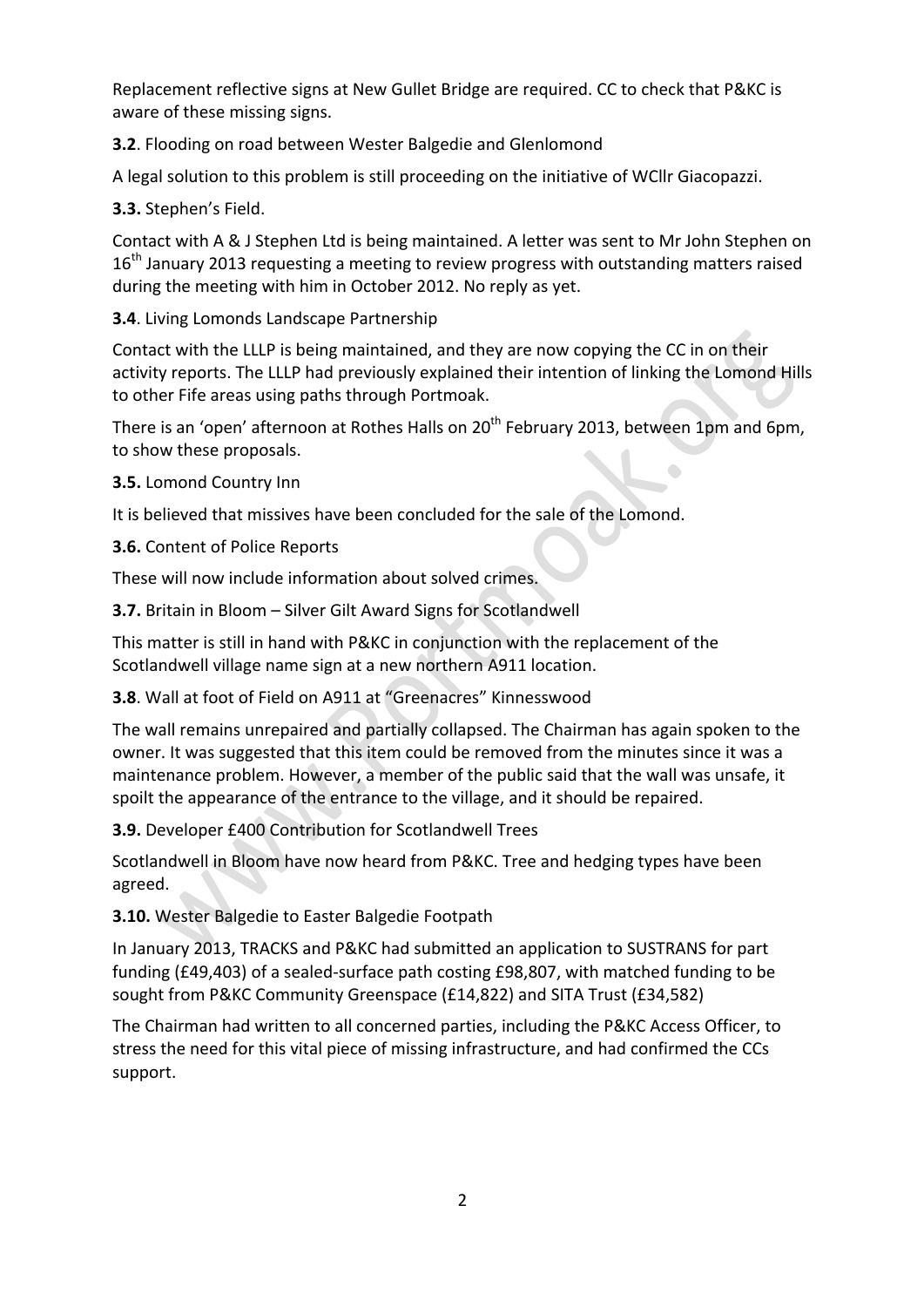Replacement reflective signs at New Gullet Bridge are required. CC to check that P&KC is aware of these missing signs.

**3.2**. Flooding on road between Wester Balgedie and Glenlomond

A legal solution to this problem is still proceeding on the initiative of WCllr Giacopazzi.

**3.3.** Stephen's Field.

Contact with A & J Stephen Ltd is being maintained. A letter was sent to Mr John Stephen on 16th January 2013 requesting a meeting to review progress with outstanding matters raised during the meeting with him in October 2012. No reply as yet.

**3.4**. Living Lomonds Landscape Partnership

Contact with the LLLP is being maintained, and they are now copying the CC in on their activity reports. The LLLP had previously explained their intention of linking the Lomond Hills to other Fife areas using paths through Portmoak.

There is an 'open' afternoon at Rothes Halls on 20th February 2013, between 1pm and 6pm, to show these proposals.

**3.5.** Lomond Country Inn

It is believed that missives have been concluded for the sale of the Lomond.

**3.6.** Content of Police Reports

These will now include information about solved crimes.

**3.7.** Britain in Bloom – Silver Gilt Award Signs for Scotlandwell

This matter is still in hand with P&KC in conjunction with the replacement of the Scotlandwell village name sign at a new northern A911 location.

**3.8**. Wall at foot of Field on A911 at "Greenacres" Kinnesswood

The wall remains unrepaired and partially collapsed. The Chairman has again spoken to the owner. It was suggested that this item could be removed from the minutes since it was a maintenance problem. However, a member of the public said that the wall was unsafe, it spoilt the appearance of the entrance to the village, and it should be repaired.

**3.9.** Developer £400 Contribution for Scotlandwell Trees

Scotlandwell in Bloom have now heard from P&KC. Tree and hedging types have been agreed.

**3.10.** Wester Balgedie to Easter Balgedie Footpath

In January 2013, TRACKS and P&KC had submitted an application to SUSTRANS for part funding (£49,403) of a sealed-surface path costing £98,807, with matched funding to be sought from P&KC Community Greenspace (£14,822) and SITA Trust (£34,582)

The Chairman had written to all concerned parties, including the P&KC Access Officer, to stress the need for this vital piece of missing infrastructure, and had confirmed the CCs support.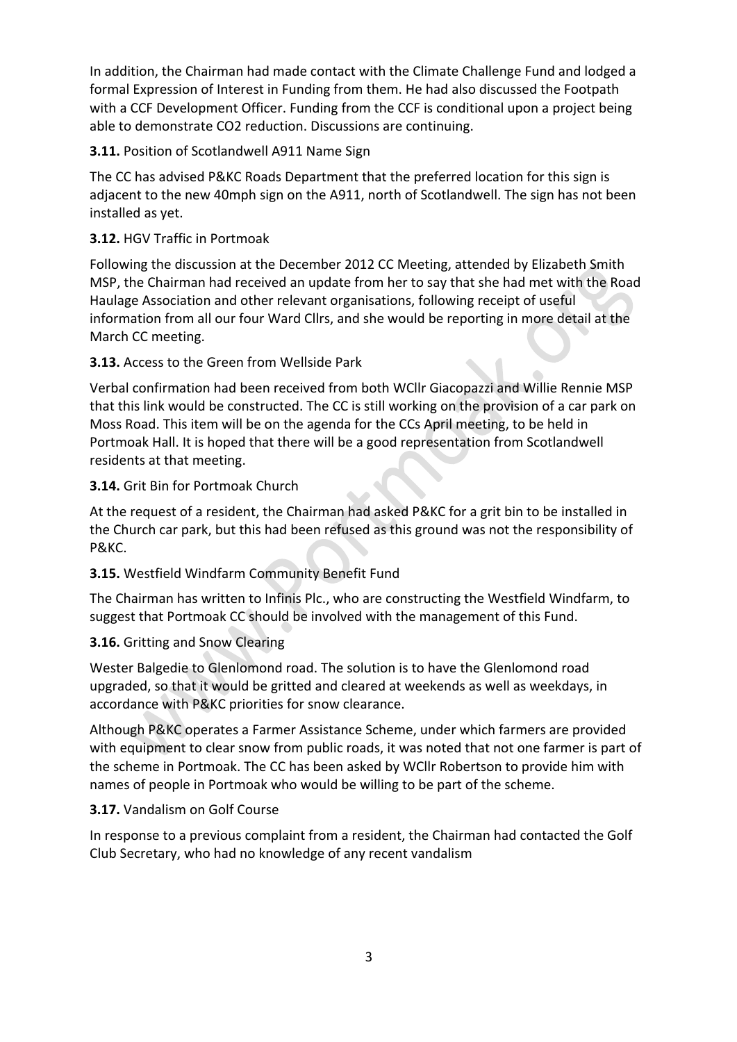In addition, the Chairman had made contact with the Climate Challenge Fund and lodged a formal Expression of Interest in Funding from them. He had also discussed the Footpath with a CCF Development Officer. Funding from the CCF is conditional upon a project being able to demonstrate CO2 reduction. Discussions are continuing.

**3.11.** Position of Scotlandwell A911 Name Sign

The CC has advised P&KC Roads Department that the preferred location for this sign is adjacent to the new 40mph sign on the A911, north of Scotlandwell. The sign has not been installed as yet.

**3.12.** HGV Traffic in Portmoak

Following the discussion at the December 2012 CC Meeting, attended by Elizabeth Smith MSP, the Chairman had received an update from her to say that she had met with the Road Haulage Association and other relevant organisations, following receipt of useful information from all our four Ward Cllrs, and she would be reporting in more detail at the March CC meeting.

**3.13.** Access to the Green from Wellside Park

Verbal confirmation had been received from both WCllr Giacopazzi and Willie Rennie MSP that this link would be constructed. The CC is still working on the provision of a car park on Moss Road. This item will be on the agenda for the CCs April meeting, to be held in Portmoak Hall. It is hoped that there will be a good representation from Scotlandwell residents at that meeting.

**3.14.** Grit Bin for Portmoak Church

At the request of a resident, the Chairman had asked P&KC for a grit bin to be installed in the Church car park, but this had been refused as this ground was not the responsibility of P&KC.

**3.15.** Westfield Windfarm Community Benefit Fund

The Chairman has written to Infinis Plc., who are constructing the Westfield Windfarm, to suggest that Portmoak CC should be involved with the management of this Fund.

**3.16.** Gritting and Snow Clearing

Wester Balgedie to Glenlomond road. The solution is to have the Glenlomond road upgraded, so that it would be gritted and cleared at weekends as well as weekdays, in accordance with P&KC priorities for snow clearance.

Although P&KC operates a Farmer Assistance Scheme, under which farmers are provided with equipment to clear snow from public roads, it was noted that not one farmer is part of the scheme in Portmoak. The CC has been asked by WCllr Robertson to provide him with names of people in Portmoak who would be willing to be part of the scheme.

**3.17.** Vandalism on Golf Course

In response to a previous complaint from a resident, the Chairman had contacted the Golf Club Secretary, who had no knowledge of any recent vandalism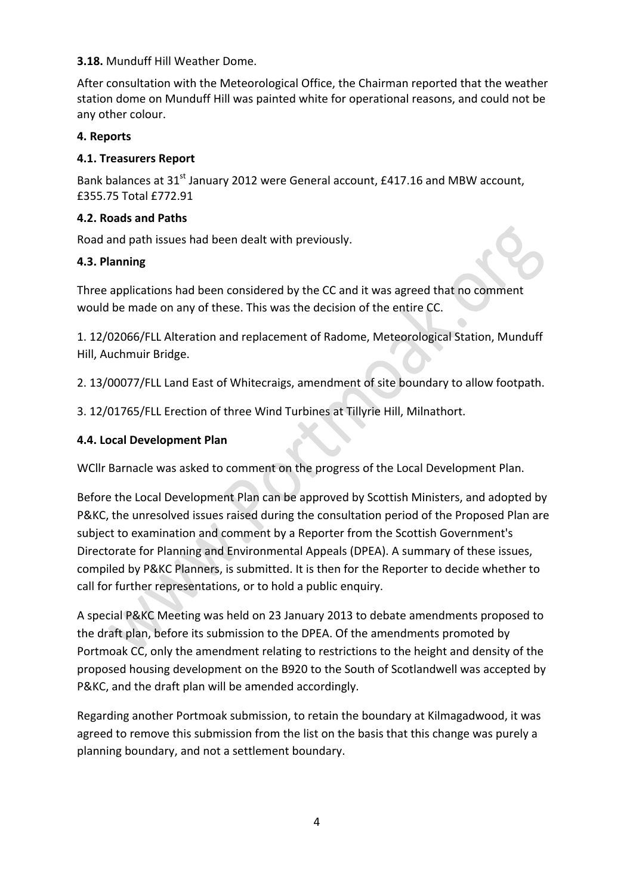**3.18.** Munduff Hill Weather Dome.

After consultation with the Meteorological Office, the Chairman reported that the weather station dome on Munduff Hill was painted white for operational reasons, and could not be any other colour.

**4. Reports**

**4.1. Treasurers Report**

Bank balances at 31st January 2012 were General account, £417.16 and MBW account, £355.75 Total £772.91

**4.2. Roads and Paths**

Road and path issues had been dealt with previously.

**4.3. Planning**

Three applications had been considered by the CC and it was agreed that no comment would be made on any of these. This was the decision of the entire CC.

1. 12/02066/FLL Alteration and replacement of Radome, Meteorological Station, Munduff Hill, Auchmuir Bridge.

2. 13/00077/FLL Land East of Whitecraigs, amendment of site boundary to allow footpath.

3. 12/01765/FLL Erection of three Wind Turbines at Tillyrie Hill, Milnathort.

**4.4. Local Development Plan**

WCllr Barnacle was asked to comment on the progress of the Local Development Plan.

Before the Local Development Plan can be approved by Scottish Ministers, and adopted by P&KC, the unresolved issues raised during the consultation period of the Proposed Plan are subject to examination and comment by a Reporter from the Scottish Government's Directorate for Planning and Environmental Appeals (DPEA). A summary of these issues, compiled by P&KC Planners, is submitted. It is then for the Reporter to decide whether to call for further representations, or to hold a public enquiry.

A special P&KC Meeting was held on 23 January 2013 to debate amendments proposed to the draft plan, before its submission to the DPEA. Of the amendments promoted by Portmoak CC, only the amendment relating to restrictions to the height and density of the proposed housing development on the B920 to the South of Scotlandwell was accepted by P&KC, and the draft plan will be amended accordingly.

Regarding another Portmoak submission, to retain the boundary at Kilmagadwood, it was agreed to remove this submission from the list on the basis that this change was purely a planning boundary, and not a settlement boundary.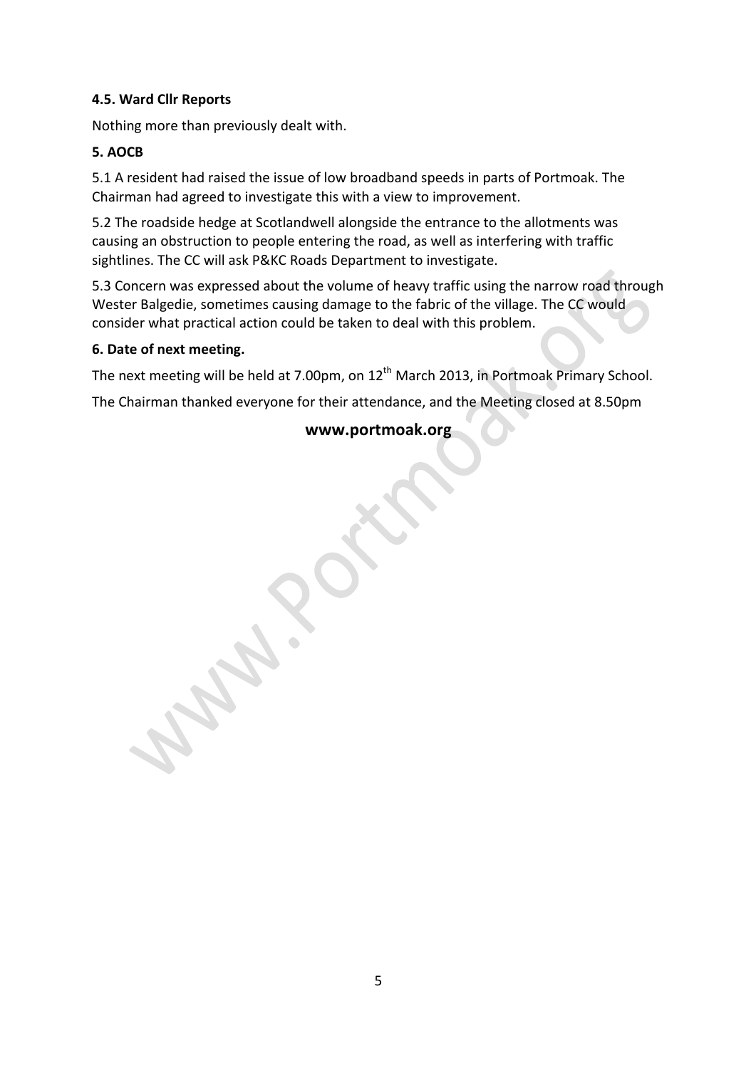**4.5. Ward Cllr Reports**

Nothing more than previously dealt with.

**5. AOCB**

5.1 A resident had raised the issue of low broadband speeds in parts of Portmoak. The Chairman had agreed to investigate this with a view to improvement.

5.2 The roadside hedge at Scotlandwell alongside the entrance to the allotments was causing an obstruction to people entering the road, as well as interfering with traffic sightlines. The CC will ask P&KC Roads Department to investigate.

5.3 Concern was expressed about the volume of heavy traffic using the narrow road through Wester Balgedie, sometimes causing damage to the fabric of the village. The CC would consider what practical action could be taken to deal with this problem.

**6. Date of next meeting.**

The next meeting will be held at 7.00pm, on 12th March 2013, in Portmoak Primary School.

The Chairman thanked everyone for their attendance, and the Meeting closed at 8.50pm

**www.portmoak.org**